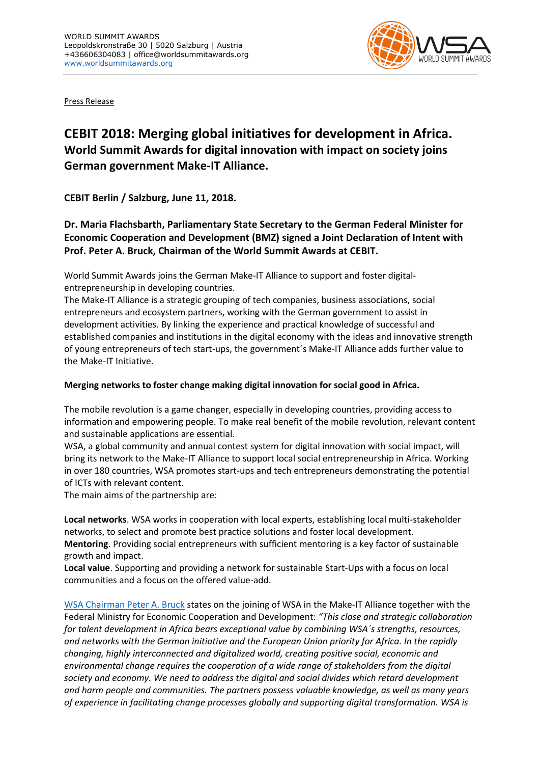WORLD SUMMIT AWARDS
Leopoldskronstraße 30 | 5020 Salzburg | Austria
+436606304083 | office@worldsummitawards.org
www.worldsummitawards.org

Press Release

# CEBIT 2018: Merging global initiatives for development in Africa.

## World Summit Awards for digital innovation with impact on society joins German government Make-IT Alliance.

**CEBIT Berlin / Salzburg, June 11, 2018.**

**Dr. Maria Flachsbarth, Parliamentary State Secretary to the German Federal Minister for Economic Cooperation and Development (BMZ) signed a Joint Declaration of Intent with Prof. Peter A. Bruck, Chairman of the World Summit Awards at CEBIT.**

World Summit Awards joins the German Make-IT Alliance to support and foster digital-entrepreneurship in developing countries.
The Make-IT Alliance is a strategic grouping of tech companies, business associations, social entrepreneurs and ecosystem partners, working with the German government to assist in development activities. By linking the experience and practical knowledge of successful and established companies and institutions in the digital economy with the ideas and innovative strength of young entrepreneurs of tech start-ups, the government´s Make-IT Alliance adds further value to the Make-IT Initiative.

**Merging networks to foster change making digital innovation for social good in Africa.**

The mobile revolution is a game changer, especially in developing countries, providing access to information and empowering people. To make real benefit of the mobile revolution, relevant content and sustainable applications are essential.
WSA, a global community and annual contest system for digital innovation with social impact, will bring its network to the Make-IT Alliance to support local social entrepreneurship in Africa. Working in over 180 countries, WSA promotes start-ups and tech entrepreneurs demonstrating the potential of ICTs with relevant content.
The main aims of the partnership are:

**Local networks**. WSA works in cooperation with local experts, establishing local multi-stakeholder networks, to select and promote best practice solutions and foster local development.
**Mentoring**. Providing social entrepreneurs with sufficient mentoring is a key factor of sustainable growth and impact.
**Local value**. Supporting and providing a network for sustainable Start-Ups with a focus on local communities and a focus on the offered value-add.

WSA Chairman Peter A. Bruck states on the joining of WSA in the Make-IT Alliance together with the Federal Ministry for Economic Cooperation and Development: *"This close and strategic collaboration for talent development in Africa bears exceptional value by combining WSA´s strengths, resources, and networks with the German initiative and the European Union priority for Africa. In the rapidly changing, highly interconnected and digitalized world, creating positive social, economic and environmental change requires the cooperation of a wide range of stakeholders from the digital society and economy. We need to address the digital and social divides which retard development and harm people and communities. The partners possess valuable knowledge, as well as many years of experience in facilitating change processes globally and supporting digital transformation. WSA is*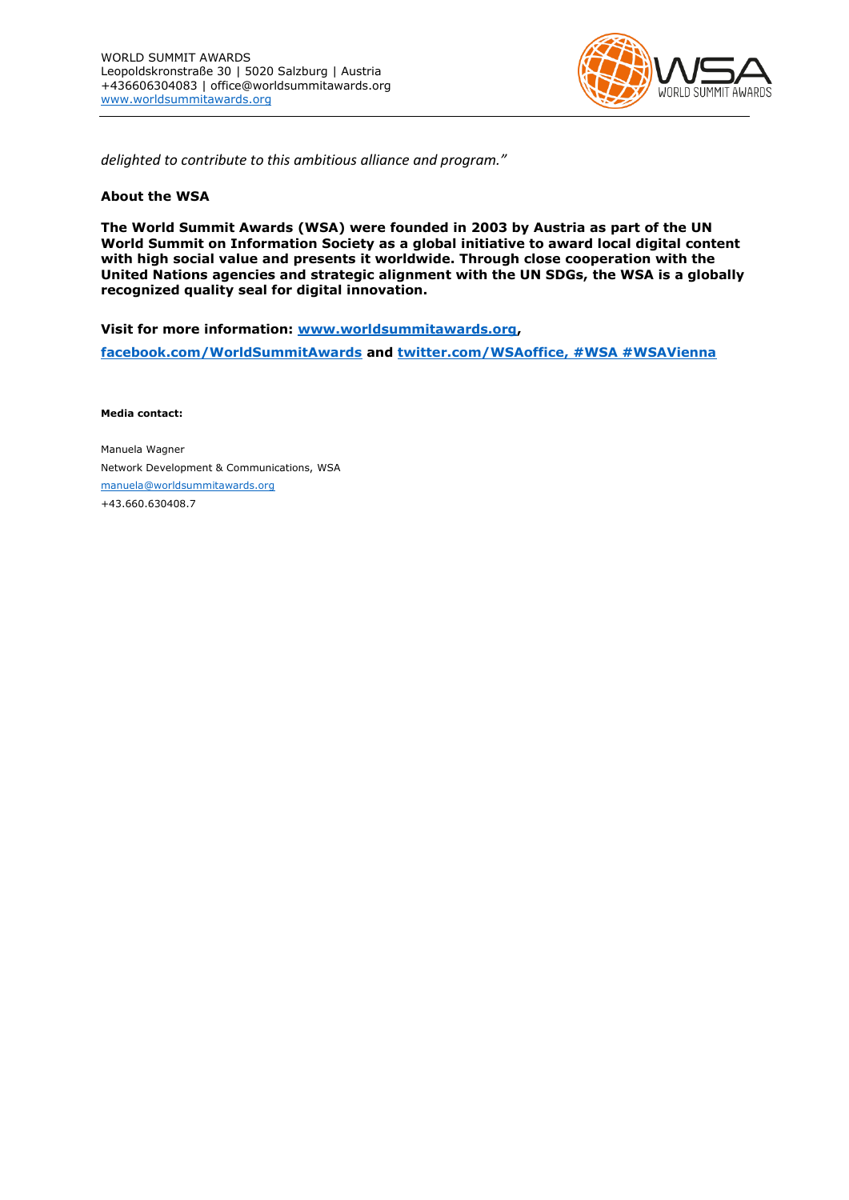*delighted to contribute to this ambitious alliance and program."*

**About the WSA**

**The World Summit Awards (WSA) were founded in 2003 by Austria as part of the UN World Summit on Information Society as a global initiative to award local digital content with high social value and presents it worldwide. Through close cooperation with the United Nations agencies and strategic alignment with the UN SDGs, the WSA is a globally recognized quality seal for digital innovation.**

**Visit for more information: [www.worldsummitawards.org](http://www.worldsummitawards.org),**

**[facebook.com/WorldSummitAwards](https://facebook.com/WorldSummitAwards) and [twitter.com/WSAoffice, #WSA #WSAVienna](https://twitter.com/WSAoffice)**

**Media contact:**

Manuela Wagner
Network Development & Communications, WSA
[manuela@worldsummitawards.org](mailto:manuela@worldsummitawards.org)
+43.660.630408.7